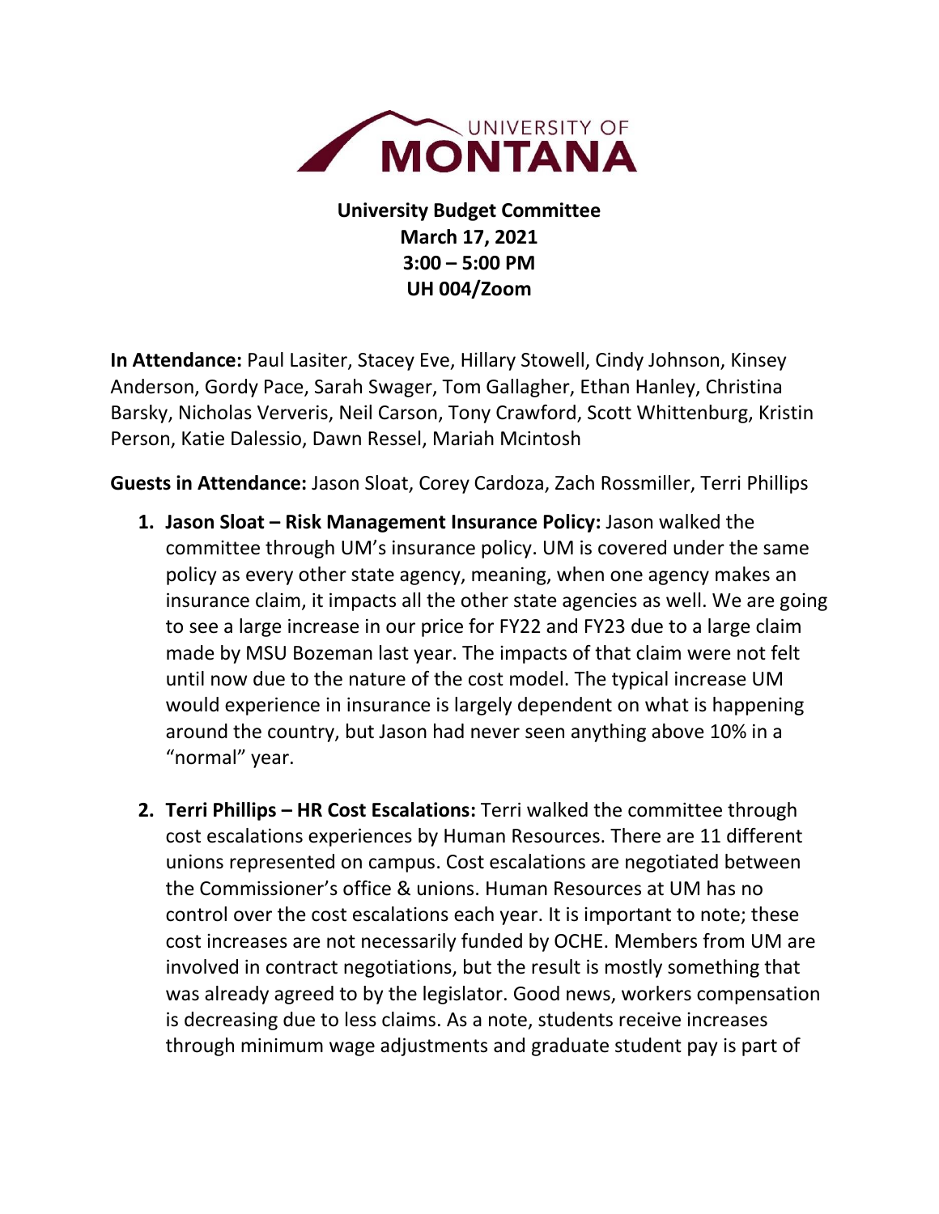UNIVERSITY OF **MONTANA**

**University Budget Committee**
**March 17, 2021**
**3:00 – 5:00 PM**
**UH 004/Zoom**

**In Attendance:** Paul Lasiter, Stacey Eve, Hillary Stowell, Cindy Johnson, Kinsey Anderson, Gordy Pace, Sarah Swager, Tom Gallagher, Ethan Hanley, Christina Barsky, Nicholas Ververis, Neil Carson, Tony Crawford, Scott Whittenburg, Kristin Person, Katie Dalessio, Dawn Ressel, Mariah Mcintosh

**Guests in Attendance:** Jason Sloat, Corey Cardoza, Zach Rossmiller, Terri Phillips

1. **Jason Sloat – Risk Management Insurance Policy:** Jason walked the committee through UM's insurance policy. UM is covered under the same policy as every other state agency, meaning, when one agency makes an insurance claim, it impacts all the other state agencies as well. We are going to see a large increase in our price for FY22 and FY23 due to a large claim made by MSU Bozeman last year. The impacts of that claim were not felt until now due to the nature of the cost model. The typical increase UM would experience in insurance is largely dependent on what is happening around the country, but Jason had never seen anything above 10% in a "normal" year.

2. **Terri Phillips – HR Cost Escalations:** Terri walked the committee through cost escalations experiences by Human Resources. There are 11 different unions represented on campus. Cost escalations are negotiated between the Commissioner's office & unions. Human Resources at UM has no control over the cost escalations each year. It is important to note; these cost increases are not necessarily funded by OCHE. Members from UM are involved in contract negotiations, but the result is mostly something that was already agreed to by the legislator. Good news, workers compensation is decreasing due to less claims. As a note, students receive increases through minimum wage adjustments and graduate student pay is part of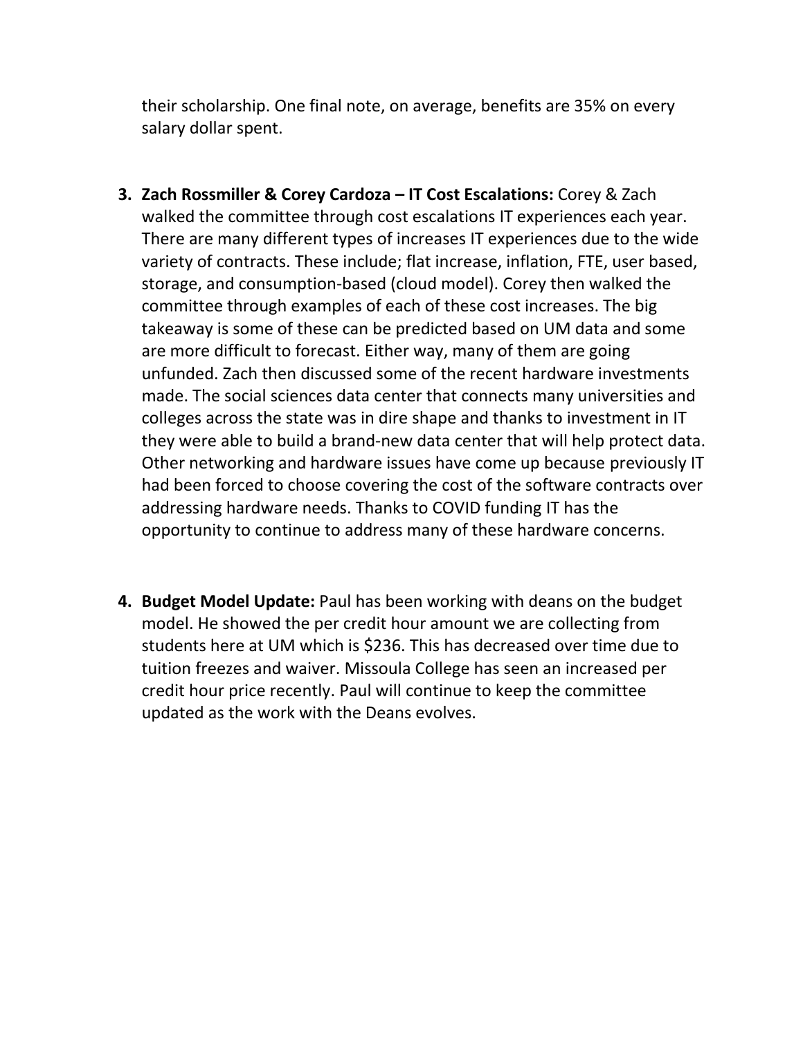their scholarship. One final note, on average, benefits are 35% on every salary dollar spent.

3. **Zach Rossmiller & Corey Cardoza – IT Cost Escalations:** Corey & Zach walked the committee through cost escalations IT experiences each year. There are many different types of increases IT experiences due to the wide variety of contracts. These include; flat increase, inflation, FTE, user based, storage, and consumption-based (cloud model). Corey then walked the committee through examples of each of these cost increases. The big takeaway is some of these can be predicted based on UM data and some are more difficult to forecast. Either way, many of them are going unfunded. Zach then discussed some of the recent hardware investments made. The social sciences data center that connects many universities and colleges across the state was in dire shape and thanks to investment in IT they were able to build a brand-new data center that will help protect data. Other networking and hardware issues have come up because previously IT had been forced to choose covering the cost of the software contracts over addressing hardware needs. Thanks to COVID funding IT has the opportunity to continue to address many of these hardware concerns.

4. **Budget Model Update:** Paul has been working with deans on the budget model. He showed the per credit hour amount we are collecting from students here at UM which is $236. This has decreased over time due to tuition freezes and waiver. Missoula College has seen an increased per credit hour price recently. Paul will continue to keep the committee updated as the work with the Deans evolves.